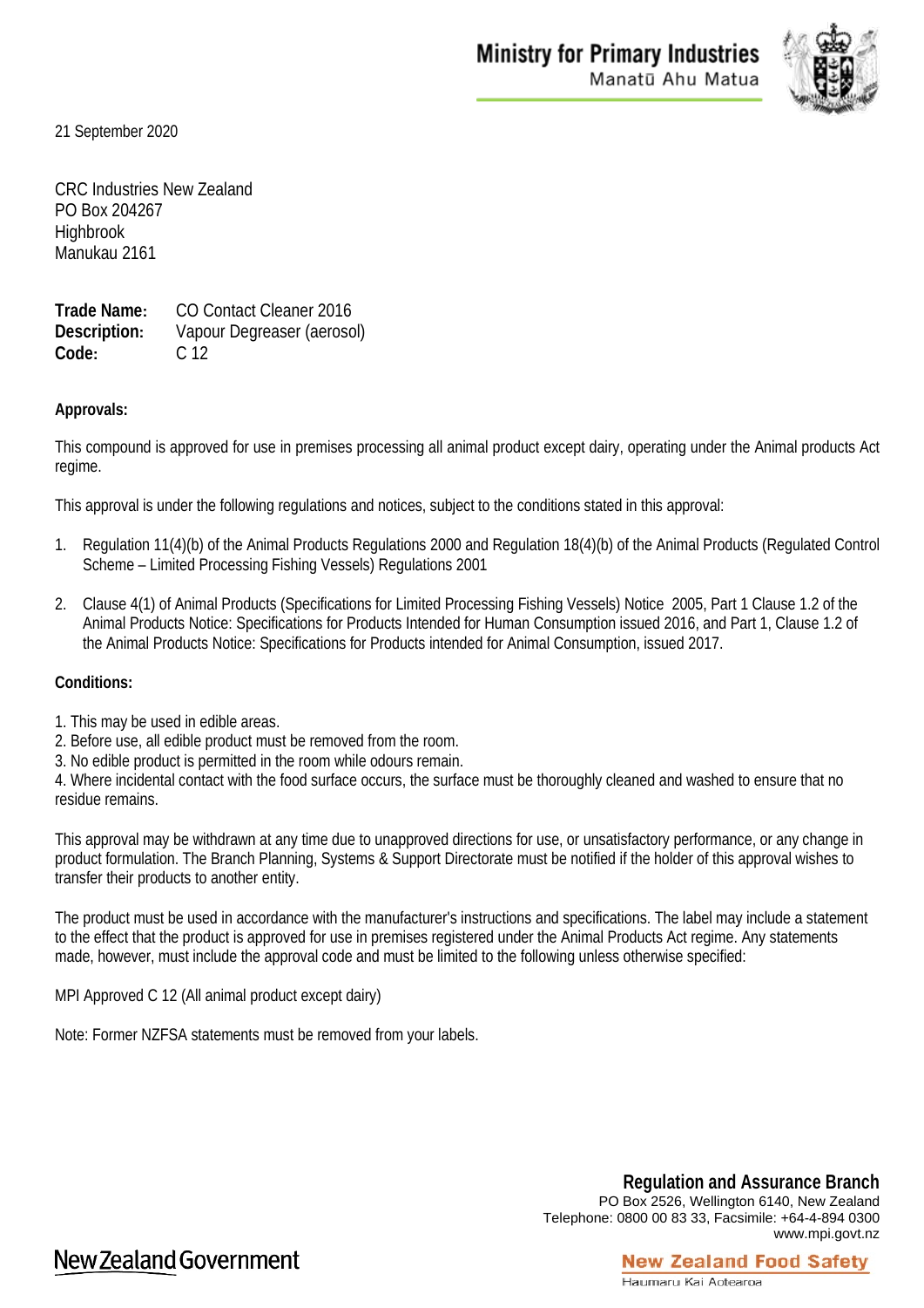Ministry for Primary Industries
Manatū Ahu Matua

21 September 2020

CRC Industries New Zealand
PO Box 204267
Highbrook
Manukau 2161

**Trade Name:** CO Contact Cleaner 2016
**Description:** Vapour Degreaser (aerosol)
**Code:** C 12

**Approvals:**

This compound is approved for use in premises processing all animal product except dairy, operating under the Animal products Act regime.

This approval is under the following regulations and notices, subject to the conditions stated in this approval:

1. Regulation 11(4)(b) of the Animal Products Regulations 2000 and Regulation 18(4)(b) of the Animal Products (Regulated Control Scheme – Limited Processing Fishing Vessels) Regulations 2001

2. Clause 4(1) of Animal Products (Specifications for Limited Processing Fishing Vessels) Notice 2005, Part 1 Clause 1.2 of the Animal Products Notice: Specifications for Products Intended for Human Consumption issued 2016, and Part 1, Clause 1.2 of the Animal Products Notice: Specifications for Products intended for Animal Consumption, issued 2017.

**Conditions:**

1. This may be used in edible areas.
2. Before use, all edible product must be removed from the room.
3. No edible product is permitted in the room while odours remain.
4. Where incidental contact with the food surface occurs, the surface must be thoroughly cleaned and washed to ensure that no residue remains.

This approval may be withdrawn at any time due to unapproved directions for use, or unsatisfactory performance, or any change in product formulation. The Branch Planning, Systems & Support Directorate must be notified if the holder of this approval wishes to transfer their products to another entity.

The product must be used in accordance with the manufacturer's instructions and specifications. The label may include a statement to the effect that the product is approved for use in premises registered under the Animal Products Act regime. Any statements made, however, must include the approval code and must be limited to the following unless otherwise specified:

MPI Approved C 12 (All animal product except dairy)

Note: Former NZFSA statements must be removed from your labels.

**Regulation and Assurance Branch**
PO Box 2526, Wellington 6140, New Zealand
Telephone: 0800 00 83 33, Facsimile: +64-4-894 0300
www.mpi.govt.nz

New Zealand Government

New Zealand Food Safety
Haumaru Kai Aotearoa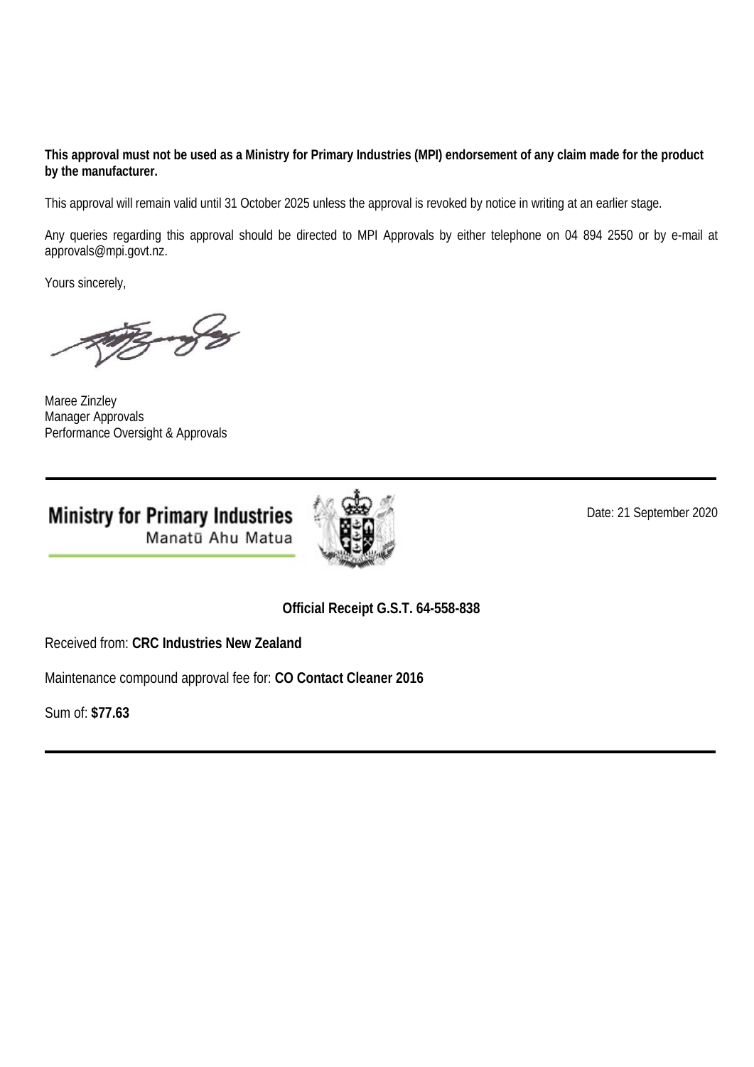**This approval must not be used as a Ministry for Primary Industries (MPI) endorsement of any claim made for the product by the manufacturer.**

This approval will remain valid until 31 October 2025 unless the approval is revoked by notice in writing at an earlier stage.

Any queries regarding this approval should be directed to MPI Approvals by either telephone on 04 894 2550 or by e-mail at approvals@mpi.govt.nz.

Yours sincerely,

Maree Zinzley
Manager Approvals
Performance Oversight & Approvals

---

**Ministry for Primary Industries**
Manatū Ahu Matua

Date: 21 September 2020

**Official Receipt G.S.T. 64-558-838**

Received from: **CRC Industries New Zealand**

Maintenance compound approval fee for: **CO Contact Cleaner 2016**

Sum of: **$77.63**

---